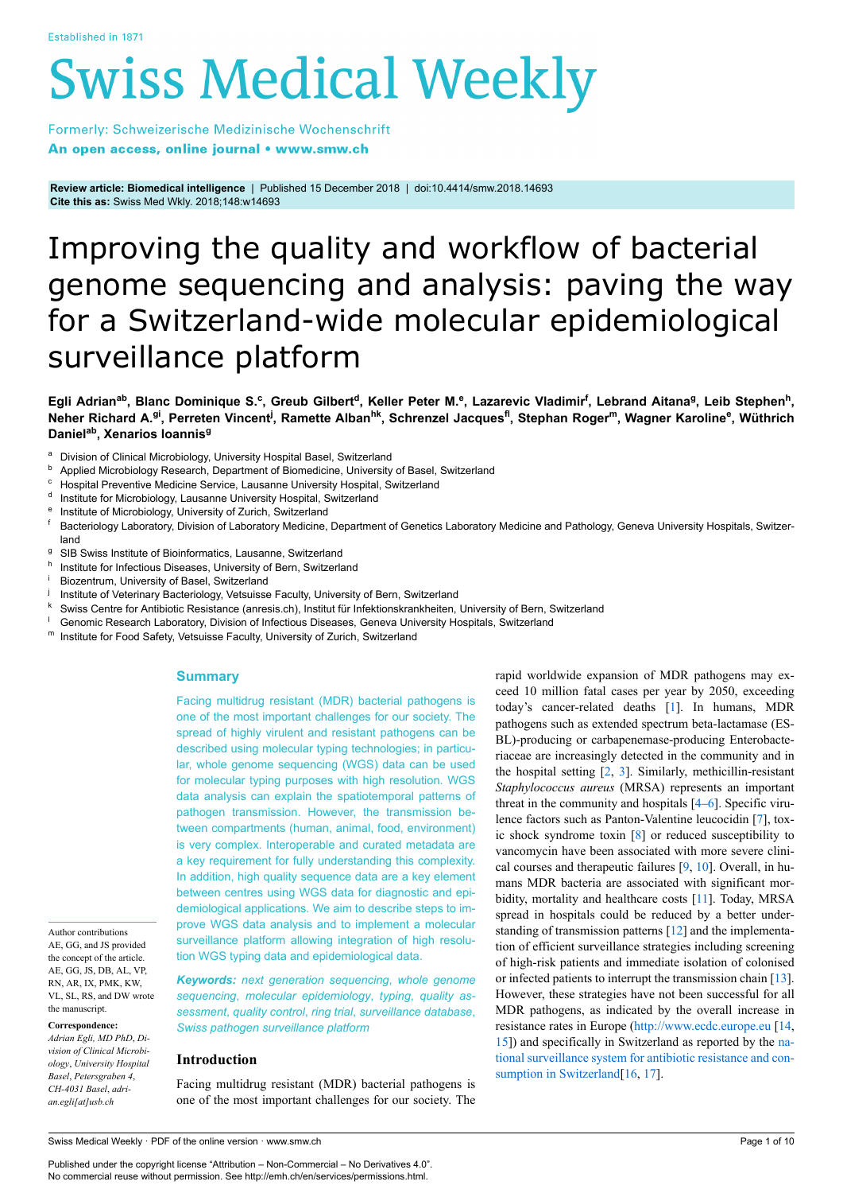Established in 1871

# Swiss Medical Weekly

Formerly: Schweizerische Medizinische Wochenschrift
**An open access, online journal • www.smw.ch**

**Review article: Biomedical intelligence** | Published 15 December 2018 | doi:10.4414/smw.2018.14693
**Cite this as:** Swiss Med Wkly. 2018;148:w14693

# Improving the quality and workflow of bacterial genome sequencing and analysis: paving the way for a Switzerland-wide molecular epidemiological surveillance platform

**Egli Adrian[ab], Blanc Dominique S.[c], Greub Gilbert[d], Keller Peter M.[e], Lazarevic Vladimir[f], Lebrand Aitana[g], Leib Stephen[h], Neher Richard A.[gi], Perreten Vincent[j], Ramette Alban[hk], Schrenzel Jacques[fl], Stephan Roger[m], Wagner Karoline[e], Wüthrich Daniel[ab], Xenarios Ioannis[g]**

[a] Division of Clinical Microbiology, University Hospital Basel, Switzerland
[b] Applied Microbiology Research, Department of Biomedicine, University of Basel, Switzerland
[c] Hospital Preventive Medicine Service, Lausanne University Hospital, Switzerland
[d] Institute for Microbiology, Lausanne University Hospital, Switzerland
[e] Institute of Microbiology, University of Zurich, Switzerland
[f] Bacteriology Laboratory, Division of Laboratory Medicine, Department of Genetics Laboratory Medicine and Pathology, Geneva University Hospitals, Switzerland
[g] SIB Swiss Institute of Bioinformatics, Lausanne, Switzerland
[h] Institute for Infectious Diseases, University of Bern, Switzerland
[i] Biozentrum, University of Basel, Switzerland
[j] Institute of Veterinary Bacteriology, Vetsuisse Faculty, University of Bern, Switzerland
[k] Swiss Centre for Antibiotic Resistance (anresis.ch), Institut für Infektionskrankheiten, University of Bern, Switzerland
[l] Genomic Research Laboratory, Division of Infectious Diseases, Geneva University Hospitals, Switzerland
[m] Institute for Food Safety, Vetsuisse Faculty, University of Zurich, Switzerland

## Summary

Facing multidrug resistant (MDR) bacterial pathogens is one of the most important challenges for our society. The spread of highly virulent and resistant pathogens can be described using molecular typing technologies; in particular, whole genome sequencing (WGS) data can be used for molecular typing purposes with high resolution. WGS data analysis can explain the spatiotemporal patterns of pathogen transmission. However, the transmission between compartments (human, animal, food, environment) is very complex. Interoperable and curated metadata are a key requirement for fully understanding this complexity. In addition, high quality sequence data are a key element between centres using WGS data for diagnostic and epidemiological applications. We aim to describe steps to improve WGS data analysis and to implement a molecular surveillance platform allowing integration of high resolution WGS typing data and epidemiological data.

***Keywords:*** *next generation sequencing, whole genome sequencing, molecular epidemiology, typing, quality assessment, quality control, ring trial, surveillance database, Swiss pathogen surveillance platform*

Author contributions
AE, GG, and JS provided the concept of the article. AE, GG, JS, DB, AL, VP, RN, AR, IX, PMK, KW, VL, SL, RS, and DW wrote the manuscript.

**Correspondence:**
*Adrian Egli, MD PhD, Division of Clinical Microbiology, University Hospital Basel, Petersgraben 4, CH-4031 Basel, adrian.egli[at]usb.ch*

## Introduction

Facing multidrug resistant (MDR) bacterial pathogens is one of the most important challenges for our society. The rapid worldwide expansion of MDR pathogens may exceed 10 million fatal cases per year by 2050, exceeding today's cancer-related deaths [1]. In humans, MDR pathogens such as extended spectrum beta-lactamase (ESBL)-producing or carbapenemase-producing Enterobacteriaceae are increasingly detected in the community and in the hospital setting [2, 3]. Similarly, methicillin-resistant *Staphylococcus aureus* (MRSA) represents an important threat in the community and hospitals [4–6]. Specific virulence factors such as Panton-Valentine leucocidin [7], toxic shock syndrome toxin [8] or reduced susceptibility to vancomycin have been associated with more severe clinical courses and therapeutic failures [9, 10]. Overall, in humans MDR bacteria are associated with significant morbidity, mortality and healthcare costs [11]. Today, MRSA spread in hospitals could be reduced by a better understanding of transmission patterns [12] and the implementation of efficient surveillance strategies including screening of high-risk patients and immediate isolation of colonised or infected patients to interrupt the transmission chain [13]. However, these strategies have not been successful for all MDR pathogens, as indicated by the overall increase in resistance rates in Europe (http://www.ecdc.europe.eu [14, 15]) and specifically in Switzerland as reported by the national surveillance system for antibiotic resistance and consumption in Switzerland[16, 17].

Published under the copyright license "Attribution – Non-Commercial – No Derivatives 4.0".
No commercial reuse without permission. See http://emh.ch/en/services/permissions.html.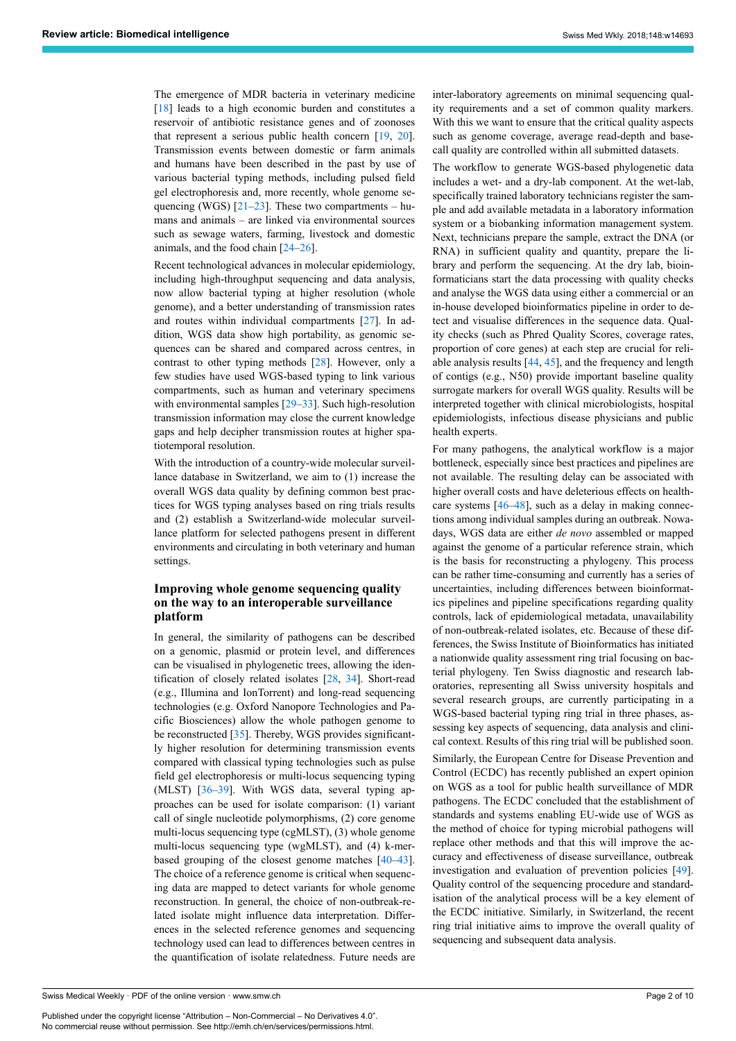The emergence of MDR bacteria in veterinary medicine [18] leads to a high economic burden and constitutes a reservoir of antibiotic resistance genes and of zoonoses that represent a serious public health concern [19, 20]. Transmission events between domestic or farm animals and humans have been described in the past by use of various bacterial typing methods, including pulsed field gel electrophoresis and, more recently, whole genome sequencing (WGS) [21–23]. These two compartments – humans and animals – are linked via environmental sources such as sewage waters, farming, livestock and domestic animals, and the food chain [24–26].

Recent technological advances in molecular epidemiology, including high-throughput sequencing and data analysis, now allow bacterial typing at higher resolution (whole genome), and a better understanding of transmission rates and routes within individual compartments [27]. In addition, WGS data show high portability, as genomic sequences can be shared and compared across centres, in contrast to other typing methods [28]. However, only a few studies have used WGS-based typing to link various compartments, such as human and veterinary specimens with environmental samples [29–33]. Such high-resolution transmission information may close the current knowledge gaps and help decipher transmission routes at higher spatiotemporal resolution.

With the introduction of a country-wide molecular surveillance database in Switzerland, we aim to (1) increase the overall WGS data quality by defining common best practices for WGS typing analyses based on ring trials results and (2) establish a Switzerland-wide molecular surveillance platform for selected pathogens present in different environments and circulating in both veterinary and human settings.

## Improving whole genome sequencing quality on the way to an interoperable surveillance platform

In general, the similarity of pathogens can be described on a genomic, plasmid or protein level, and differences can be visualised in phylogenetic trees, allowing the identification of closely related isolates [28, 34]. Short-read (e.g., Illumina and IonTorrent) and long-read sequencing technologies (e.g. Oxford Nanopore Technologies and Pacific Biosciences) allow the whole pathogen genome to be reconstructed [35]. Thereby, WGS provides significantly higher resolution for determining transmission events compared with classical typing technologies such as pulse field gel electrophoresis or multi-locus sequencing typing (MLST) [36–39]. With WGS data, several typing approaches can be used for isolate comparison: (1) variant call of single nucleotide polymorphisms, (2) core genome multi-locus sequencing type (cgMLST), (3) whole genome multi-locus sequencing type (wgMLST), and (4) k-mer-based grouping of the closest genome matches [40–43]. The choice of a reference genome is critical when sequencing data are mapped to detect variants for whole genome reconstruction. In general, the choice of non-outbreak-related isolate might influence data interpretation. Differences in the selected reference genomes and sequencing technology used can lead to differences between centres in the quantification of isolate relatedness. Future needs are inter-laboratory agreements on minimal sequencing quality requirements and a set of common quality markers. With this we want to ensure that the critical quality aspects such as genome coverage, average read-depth and base-call quality are controlled within all submitted datasets.

The workflow to generate WGS-based phylogenetic data includes a wet- and a dry-lab component. At the wet-lab, specifically trained laboratory technicians register the sample and add available metadata in a laboratory information system or a biobanking information management system. Next, technicians prepare the sample, extract the DNA (or RNA) in sufficient quality and quantity, prepare the library and perform the sequencing. At the dry lab, bioinformaticians start the data processing with quality checks and analyse the WGS data using either a commercial or an in-house developed bioinformatics pipeline in order to detect and visualise differences in the sequence data. Quality checks (such as Phred Quality Scores, coverage rates, proportion of core genes) at each step are crucial for reliable analysis results [44, 45], and the frequency and length of contigs (e.g., N50) provide important baseline quality surrogate markers for overall WGS quality. Results will be interpreted together with clinical microbiologists, hospital epidemiologists, infectious disease physicians and public health experts.

For many pathogens, the analytical workflow is a major bottleneck, especially since best practices and pipelines are not available. The resulting delay can be associated with higher overall costs and have deleterious effects on healthcare systems [46–48], such as a delay in making connections among individual samples during an outbreak. Nowadays, WGS data are either *de novo* assembled or mapped against the genome of a particular reference strain, which is the basis for reconstructing a phylogeny. This process can be rather time-consuming and currently has a series of uncertainties, including differences between bioinformatics pipelines and pipeline specifications regarding quality controls, lack of epidemiological metadata, unavailability of non-outbreak-related isolates, etc. Because of these differences, the Swiss Institute of Bioinformatics has initiated a nationwide quality assessment ring trial focusing on bacterial phylogeny. Ten Swiss diagnostic and research laboratories, representing all Swiss university hospitals and several research groups, are currently participating in a WGS-based bacterial typing ring trial in three phases, assessing key aspects of sequencing, data analysis and clinical context. Results of this ring trial will be published soon.

Similarly, the European Centre for Disease Prevention and Control (ECDC) has recently published an expert opinion on WGS as a tool for public health surveillance of MDR pathogens. The ECDC concluded that the establishment of standards and systems enabling EU-wide use of WGS as the method of choice for typing microbial pathogens will replace other methods and that this will improve the accuracy and effectiveness of disease surveillance, outbreak investigation and evaluation of prevention policies [49]. Quality control of the sequencing procedure and standardisation of the analytical process will be a key element of the ECDC initiative. Similarly, in Switzerland, the recent ring trial initiative aims to improve the overall quality of sequencing and subsequent data analysis.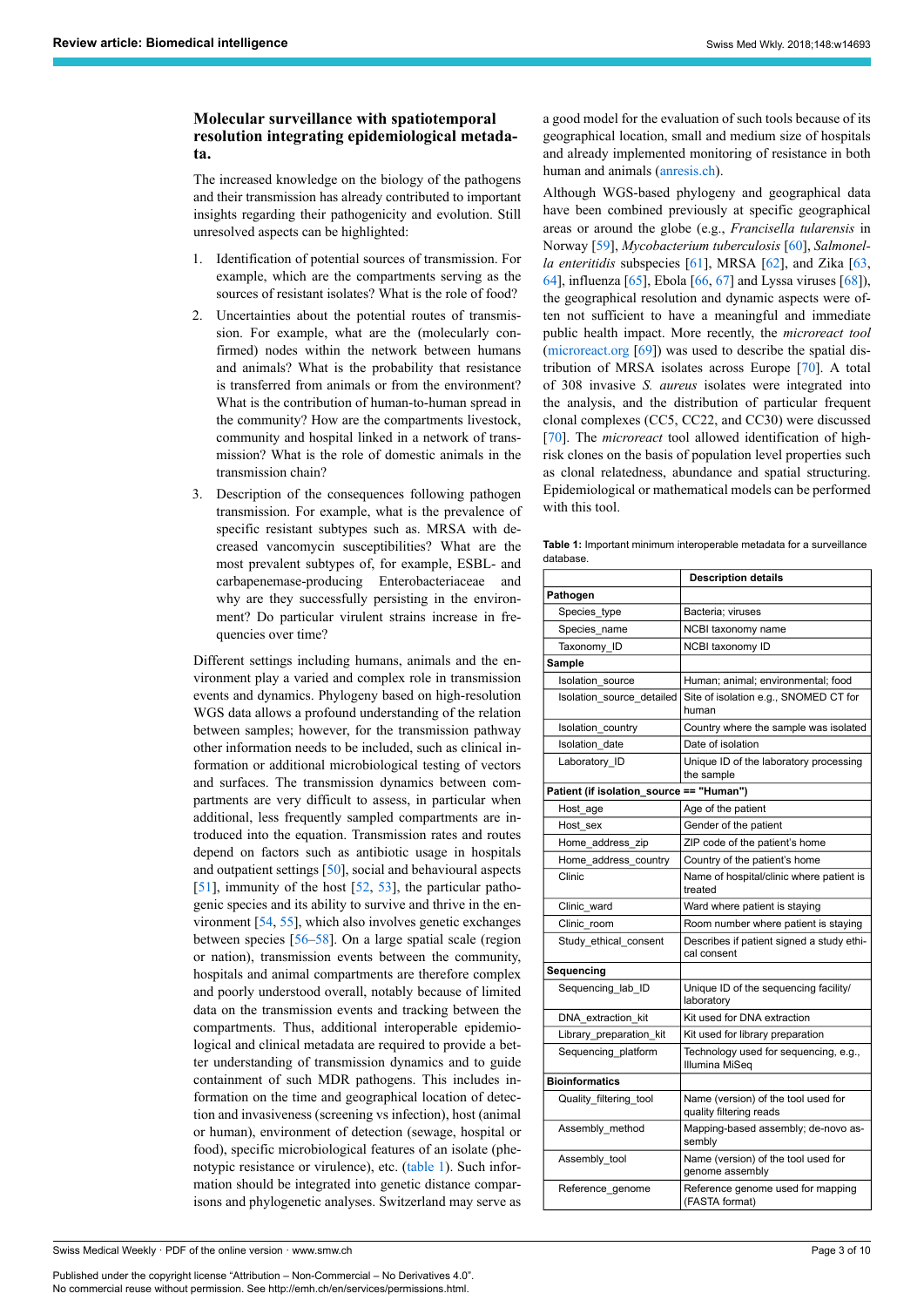### Molecular surveillance with spatiotemporal resolution integrating epidemiological metadata.

The increased knowledge on the biology of the pathogens and their transmission has already contributed to important insights regarding their pathogenicity and evolution. Still unresolved aspects can be highlighted:

1. Identification of potential sources of transmission. For example, which are the compartments serving as the sources of resistant isolates? What is the role of food?
2. Uncertainties about the potential routes of transmission. For example, what are the (molecularly confirmed) nodes within the network between humans and animals? What is the probability that resistance is transferred from animals or from the environment? What is the contribution of human-to-human spread in the community? How are the compartments livestock, community and hospital linked in a network of transmission? What is the role of domestic animals in the transmission chain?
3. Description of the consequences following pathogen transmission. For example, what is the prevalence of specific resistant subtypes such as. MRSA with decreased vancomycin susceptibilities? What are the most prevalent subtypes of, for example, ESBL- and carbapenemase-producing Enterobacteriaceae and why are they successfully persisting in the environment? Do particular virulent strains increase in frequencies over time?

Different settings including humans, animals and the environment play a varied and complex role in transmission events and dynamics. Phylogeny based on high-resolution WGS data allows a profound understanding of the relation between samples; however, for the transmission pathway other information needs to be included, such as clinical information or additional microbiological testing of vectors and surfaces. The transmission dynamics between compartments are very difficult to assess, in particular when additional, less frequently sampled compartments are introduced into the equation. Transmission rates and routes depend on factors such as antibiotic usage in hospitals and outpatient settings [50], social and behavioural aspects [51], immunity of the host [52, 53], the particular pathogenic species and its ability to survive and thrive in the environment [54, 55], which also involves genetic exchanges between species [56–58]. On a large spatial scale (region or nation), transmission events between the community, hospitals and animal compartments are therefore complex and poorly understood overall, notably because of limited data on the transmission events and tracking between the compartments. Thus, additional interoperable epidemiological and clinical metadata are required to provide a better understanding of transmission dynamics and to guide containment of such MDR pathogens. This includes information on the time and geographical location of detection and invasiveness (screening vs infection), host (animal or human), environment of detection (sewage, hospital or food), specific microbiological features of an isolate (phenotypic resistance or virulence), etc. (table 1). Such information should be integrated into genetic distance comparisons and phylogenetic analyses. Switzerland may serve as a good model for the evaluation of such tools because of its geographical location, small and medium size of hospitals and already implemented monitoring of resistance in both human and animals (anresis.ch).

Although WGS-based phylogeny and geographical data have been combined previously at specific geographical areas or around the globe (e.g., *Francisella tularensis* in Norway [59], *Mycobacterium tuberculosis* [60], *Salmonella enteritidis* subspecies [61], MRSA [62], and Zika [63, 64], influenza [65], Ebola [66, 67] and Lyssa viruses [68]), the geographical resolution and dynamic aspects were often not sufficient to have a meaningful and immediate public health impact. More recently, the *microreact tool* (microreact.org [69]) was used to describe the spatial distribution of MRSA isolates across Europe [70]. A total of 308 invasive *S. aureus* isolates were integrated into the analysis, and the distribution of particular frequent clonal complexes (CC5, CC22, and CC30) were discussed [70]. The *microreact* tool allowed identification of high-risk clones on the basis of population level properties such as clonal relatedness, abundance and spatial structuring. Epidemiological or mathematical models can be performed with this tool.

**Table 1:** Important minimum interoperable metadata for a surveillance database.

| | **Description details** |
|---|---|
| **Pathogen** | |
| Species_type | Bacteria; viruses |
| Species_name | NCBI taxonomy name |
| Taxonomy_ID | NCBI taxonomy ID |
| **Sample** | |
| Isolation_source | Human; animal; environmental; food |
| Isolation_source_detailed | Site of isolation e.g., SNOMED CT for human |
| Isolation_country | Country where the sample was isolated |
| Isolation_date | Date of isolation |
| Laboratory_ID | Unique ID of the laboratory processing the sample |
| **Patient (if isolation_source == "Human")** | |
| Host_age | Age of the patient |
| Host_sex | Gender of the patient |
| Home_address_zip | ZIP code of the patient's home |
| Home_address_country | Country of the patient's home |
| Clinic | Name of hospital/clinic where patient is treated |
| Clinic_ward | Ward where patient is staying |
| Clinic_room | Room number where patient is staying |
| Study_ethical_consent | Describes if patient signed a study ethical consent |
| **Sequencing** | |
| Sequencing_lab_ID | Unique ID of the sequencing facility/laboratory |
| DNA_extraction_kit | Kit used for DNA extraction |
| Library_preparation_kit | Kit used for library preparation |
| Sequencing_platform | Technology used for sequencing, e.g., Illumina MiSeq |
| **Bioinformatics** | |
| Quality_filtering_tool | Name (version) of the tool used for quality filtering reads |
| Assembly_method | Mapping-based assembly; de-novo assembly |
| Assembly_tool | Name (version) of the tool used for genome assembly |
| Reference_genome | Reference genome used for mapping (FASTA format) |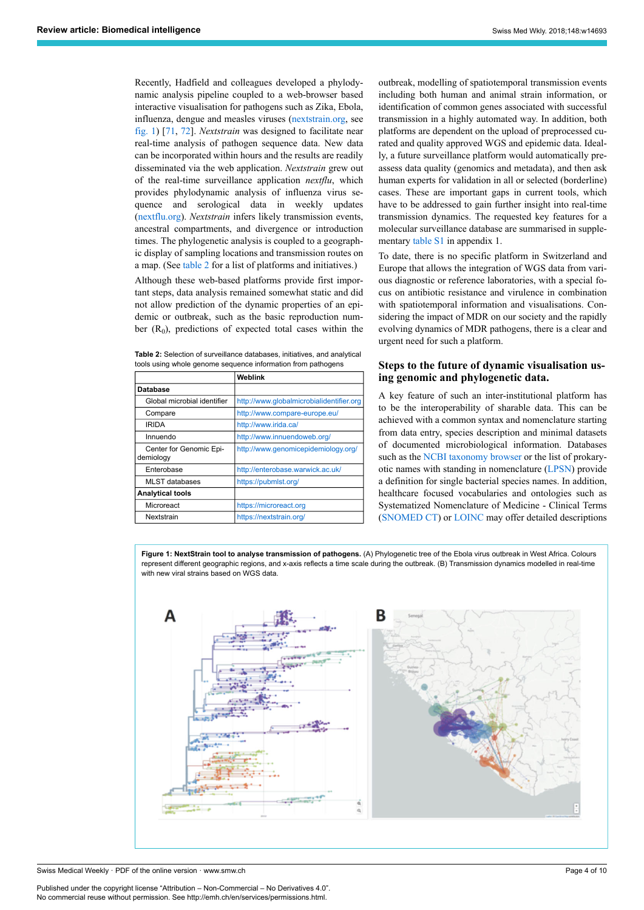Recently, Hadfield and colleagues developed a phylodynamic analysis pipeline coupled to a web-browser based interactive visualisation for pathogens such as Zika, Ebola, influenza, dengue and measles viruses (nextstrain.org, see fig. 1) [71, 72]. *Nextstrain* was designed to facilitate near real-time analysis of pathogen sequence data. New data can be incorporated within hours and the results are readily disseminated via the web application. *Nextstrain* grew out of the real-time surveillance application *nextflu*, which provides phylodynamic analysis of influenza virus sequence and serological data in weekly updates (nextflu.org). *Nextstrain* infers likely transmission events, ancestral compartments, and divergence or introduction times. The phylogenetic analysis is coupled to a geographic display of sampling locations and transmission routes on a map. (See table 2 for a list of platforms and initiatives.)

Although these web-based platforms provide first important steps, data analysis remained somewhat static and did not allow prediction of the dynamic properties of an epidemic or outbreak, such as the basic reproduction number ($R_0$), predictions of expected total cases within the outbreak, modelling of spatiotemporal transmission events including both human and animal strain information, or identification of common genes associated with successful transmission in a highly automated way. In addition, both platforms are dependent on the upload of preprocessed curated and quality approved WGS and epidemic data. Ideally, a future surveillance platform would automatically preassess data quality (genomics and metadata), and then ask human experts for validation in all or selected (borderline) cases. These are important gaps in current tools, which have to be addressed to gain further insight into real-time transmission dynamics. The requested key features for a molecular surveillance database are summarised in supplementary table S1 in appendix 1.

**Table 2:** Selection of surveillance databases, initiatives, and analytical tools using whole genome sequence information from pathogens

| | Weblink |
|---|---|
| **Database** | |
| Global microbial identifier | http://www.globalmicrobialidentifier.org |
| Compare | http://www.compare-europe.eu/ |
| IRIDA | http://www.irida.ca/ |
| Innuendo | http://www.innuendoweb.org/ |
| Center for Genomic Epidemiology | http://www.genomicepidemiology.org/ |
| Enterobase | http://enterobase.warwick.ac.uk/ |
| MLST databases | https://pubmlst.org/ |
| **Analytical tools** | |
| Microreact | https://microreact.org |
| Nextstrain | https://nextstrain.org/ |

To date, there is no specific platform in Switzerland and Europe that allows the integration of WGS data from various diagnostic or reference laboratories, with a special focus on antibiotic resistance and virulence in combination with spatiotemporal information and visualisations. Considering the impact of MDR on our society and the rapidly evolving dynamics of MDR pathogens, there is a clear and urgent need for such a platform.

## Steps to the future of dynamic visualisation using genomic and phylogenetic data.

A key feature of such an inter-institutional platform has to be the interoperability of sharable data. This can be achieved with a common syntax and nomenclature starting from data entry, species description and minimal datasets of documented microbiological information. Databases such as the NCBI taxonomy browser or the list of prokaryotic names with standing in nomenclature (LPSN) provide a definition for single bacterial species names. In addition, healthcare focused vocabularies and ontologies such as Systematized Nomenclature of Medicine - Clinical Terms (SNOMED CT) or LOINC may offer detailed descriptions

**Figure 1: NextStrain tool to analyse transmission of pathogens.** (A) Phylogenetic tree of the Ebola virus outbreak in West Africa. Colours represent different geographic regions, and x-axis reflects a time scale during the outbreak. (B) Transmission dynamics modelled in real-time with new viral strains based on WGS data.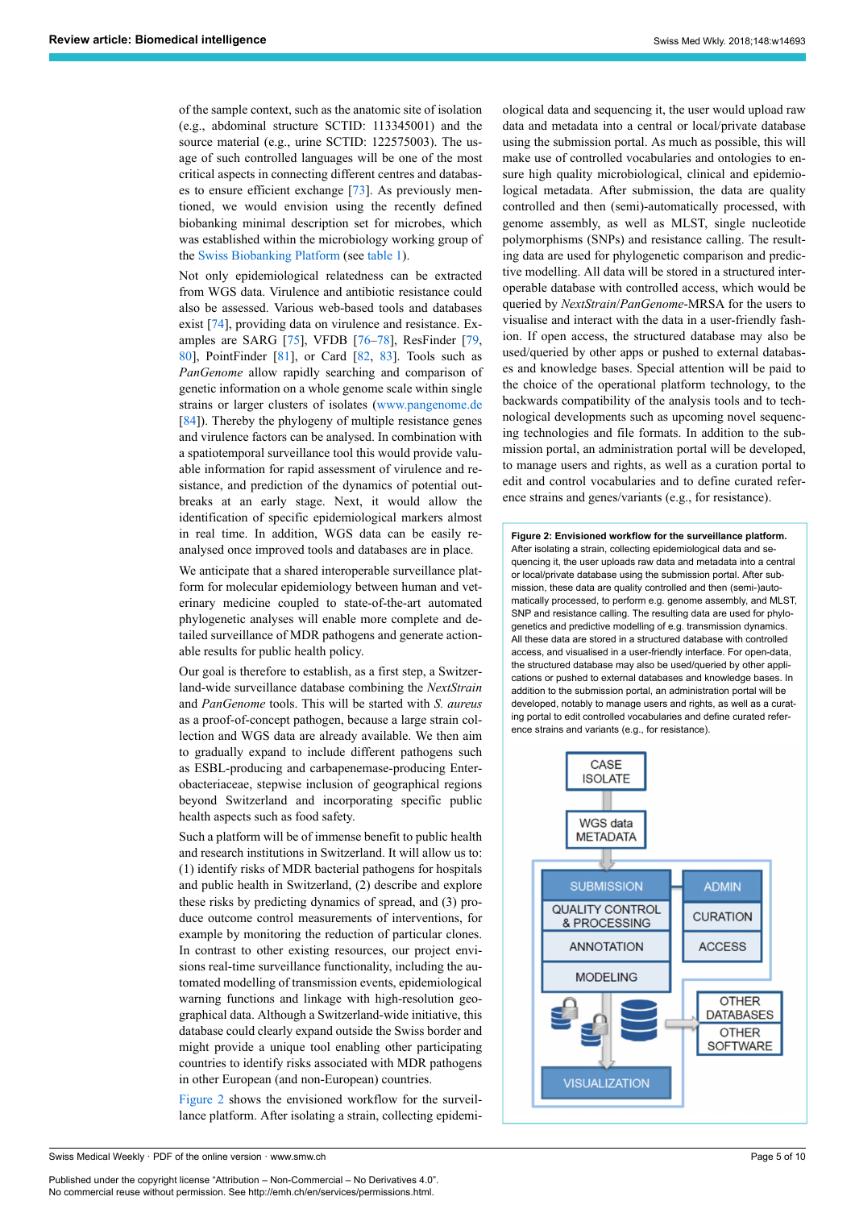of the sample context, such as the anatomic site of isolation (e.g., abdominal structure SCTID: 113345001) and the source material (e.g., urine SCTID: 122575003). The usage of such controlled languages will be one of the most critical aspects in connecting different centres and databases to ensure efficient exchange [73]. As previously mentioned, we would envision using the recently defined biobanking minimal description set for microbes, which was established within the microbiology working group of the Swiss Biobanking Platform (see table 1).

Not only epidemiological relatedness can be extracted from WGS data. Virulence and antibiotic resistance could also be assessed. Various web-based tools and databases exist [74], providing data on virulence and resistance. Examples are SARG [75], VFDB [76–78], ResFinder [79, 80], PointFinder [81], or Card [82, 83]. Tools such as *PanGenome* allow rapidly searching and comparison of genetic information on a whole genome scale within single strains or larger clusters of isolates (www.pangenome.de [84]). Thereby the phylogeny of multiple resistance genes and virulence factors can be analysed. In combination with a spatiotemporal surveillance tool this would provide valuable information for rapid assessment of virulence and resistance, and prediction of the dynamics of potential outbreaks at an early stage. Next, it would allow the identification of specific epidemiological markers almost in real time. In addition, WGS data can be easily reanalysed once improved tools and databases are in place.

We anticipate that a shared interoperable surveillance platform for molecular epidemiology between human and veterinary medicine coupled to state-of-the-art automated phylogenetic analyses will enable more complete and detailed surveillance of MDR pathogens and generate actionable results for public health policy.

Our goal is therefore to establish, as a first step, a Switzerland-wide surveillance database combining the *NextStrain* and *PanGenome* tools. This will be started with *S. aureus* as a proof-of-concept pathogen, because a large strain collection and WGS data are already available. We then aim to gradually expand to include different pathogens such as ESBL-producing and carbapenemase-producing Enterobacteriaceae, stepwise inclusion of geographical regions beyond Switzerland and incorporating specific public health aspects such as food safety.

Such a platform will be of immense benefit to public health and research institutions in Switzerland. It will allow us to: (1) identify risks of MDR bacterial pathogens for hospitals and public health in Switzerland, (2) describe and explore these risks by predicting dynamics of spread, and (3) produce outcome control measurements of interventions, for example by monitoring the reduction of particular clones. In contrast to other existing resources, our project envisions real-time surveillance functionality, including the automated modelling of transmission events, epidemiological warning functions and linkage with high-resolution geographical data. Although a Switzerland-wide initiative, this database could clearly expand outside the Swiss border and might provide a unique tool enabling other participating countries to identify risks associated with MDR pathogens in other European (and non-European) countries.

Figure 2 shows the envisioned workflow for the surveillance platform. After isolating a strain, collecting epidemiological data and sequencing it, the user would upload raw data and metadata into a central or local/private database using the submission portal. As much as possible, this will make use of controlled vocabularies and ontologies to ensure high quality microbiological, clinical and epidemiological metadata. After submission, the data are quality controlled and then (semi-)automatically processed, with genome assembly, as well as MLST, single nucleotide polymorphisms (SNPs) and resistance calling. The resulting data are used for phylogenetic comparison and predictive modelling. All data will be stored in a structured interoperable database with controlled access, which would be queried by *NextStrain*/*PanGenome*-MRSA for the users to visualise and interact with the data in a user-friendly fashion. If open access, the structured database may also be used/queried by other apps or pushed to external databases and knowledge bases. Special attention will be paid to the choice of the operational platform technology, to the backwards compatibility of the analysis tools and to technological developments such as upcoming novel sequencing technologies and file formats. In addition to the submission portal, an administration portal will be developed, to manage users and rights, as well as a curation portal to edit and control vocabularies and to define curated reference strains and genes/variants (e.g., for resistance).

**Figure 2: Envisioned workflow for the surveillance platform.** After isolating a strain, collecting epidemiological data and sequencing it, the user uploads raw data and metadata into a central or local/private database using the submission portal. After submission, these data are quality controlled and then (semi-)automatically processed, to perform e.g. genome assembly, and MLST, SNP and resistance calling. The resulting data are used for phylogenetics and predictive modelling of e.g. transmission dynamics. All these data are stored in a structured database with controlled access, and visualised in a user-friendly interface. For open-data, the structured database may also be used/queried by other applications or pushed to external databases and knowledge bases. In addition to the submission portal, an administration portal will be developed, notably to manage users and rights, as well as a curating portal to edit controlled vocabularies and define curated reference strains and variants (e.g., for resistance).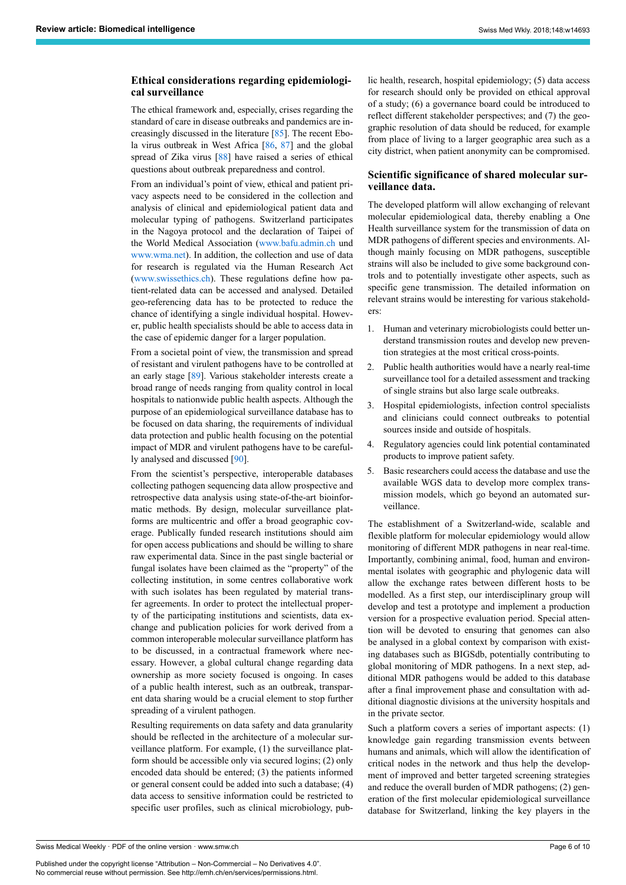## Ethical considerations regarding epidemiological surveillance

The ethical framework and, especially, crises regarding the standard of care in disease outbreaks and pandemics are increasingly discussed in the literature [85]. The recent Ebola virus outbreak in West Africa [86, 87] and the global spread of Zika virus [88] have raised a series of ethical questions about outbreak preparedness and control.

From an individual's point of view, ethical and patient privacy aspects need to be considered in the collection and analysis of clinical and epidemiological patient data and molecular typing of pathogens. Switzerland participates in the Nagoya protocol and the declaration of Taipei of the World Medical Association (www.bafu.admin.ch und www.wma.net). In addition, the collection and use of data for research is regulated via the Human Research Act (www.swissethics.ch). These regulations define how patient-related data can be accessed and analysed. Detailed geo-referencing data has to be protected to reduce the chance of identifying a single individual hospital. However, public health specialists should be able to access data in the case of epidemic danger for a larger population.

From a societal point of view, the transmission and spread of resistant and virulent pathogens have to be controlled at an early stage [89]. Various stakeholder interests create a broad range of needs ranging from quality control in local hospitals to nationwide public health aspects. Although the purpose of an epidemiological surveillance database has to be focused on data sharing, the requirements of individual data protection and public health focusing on the potential impact of MDR and virulent pathogens have to be carefully analysed and discussed [90].

From the scientist's perspective, interoperable databases collecting pathogen sequencing data allow prospective and retrospective data analysis using state-of-the-art bioinformatic methods. By design, molecular surveillance platforms are multicentric and offer a broad geographic coverage. Publically funded research institutions should aim for open access publications and should be willing to share raw experimental data. Since in the past single bacterial or fungal isolates have been claimed as the "property" of the collecting institution, in some centres collaborative work with such isolates has been regulated by material transfer agreements. In order to protect the intellectual property of the participating institutions and scientists, data exchange and publication policies for work derived from a common interoperable molecular surveillance platform has to be discussed, in a contractual framework where necessary. However, a global cultural change regarding data ownership as more society focused is ongoing. In cases of a public health interest, such as an outbreak, transparent data sharing would be a crucial element to stop further spreading of a virulent pathogen.

Resulting requirements on data safety and data granularity should be reflected in the architecture of a molecular surveillance platform. For example, (1) the surveillance platform should be accessible only via secured logins; (2) only encoded data should be entered; (3) the patients informed or general consent could be added into such a database; (4) data access to sensitive information could be restricted to specific user profiles, such as clinical microbiology, public health, research, hospital epidemiology; (5) data access for research should only be provided on ethical approval of a study; (6) a governance board could be introduced to reflect different stakeholder perspectives; and (7) the geographic resolution of data should be reduced, for example from place of living to a larger geographic area such as a city district, when patient anonymity can be compromised.

## Scientific significance of shared molecular surveillance data.

The developed platform will allow exchanging of relevant molecular epidemiological data, thereby enabling a One Health surveillance system for the transmission of data on MDR pathogens of different species and environments. Although mainly focusing on MDR pathogens, susceptible strains will also be included to give some background controls and to potentially investigate other aspects, such as specific gene transmission. The detailed information on relevant strains would be interesting for various stakeholders:

1. Human and veterinary microbiologists could better understand transmission routes and develop new prevention strategies at the most critical cross-points.
2. Public health authorities would have a nearly real-time surveillance tool for a detailed assessment and tracking of single strains but also large scale outbreaks.
3. Hospital epidemiologists, infection control specialists and clinicians could connect outbreaks to potential sources inside and outside of hospitals.
4. Regulatory agencies could link potential contaminated products to improve patient safety.
5. Basic researchers could access the database and use the available WGS data to develop more complex transmission models, which go beyond an automated surveillance.

The establishment of a Switzerland-wide, scalable and flexible platform for molecular epidemiology would allow monitoring of different MDR pathogens in near real-time. Importantly, combining animal, food, human and environmental isolates with geographic and phylogenic data will allow the exchange rates between different hosts to be modelled. As a first step, our interdisciplinary group will develop and test a prototype and implement a production version for a prospective evaluation period. Special attention will be devoted to ensuring that genomes can also be analysed in a global context by comparison with existing databases such as BIGSdb, potentially contributing to global monitoring of MDR pathogens. In a next step, additional MDR pathogens would be added to this database after a final improvement phase and consultation with additional diagnostic divisions at the university hospitals and in the private sector.

Such a platform covers a series of important aspects: (1) knowledge gain regarding transmission events between humans and animals, which will allow the identification of critical nodes in the network and thus help the development of improved and better targeted screening strategies and reduce the overall burden of MDR pathogens; (2) generation of the first molecular epidemiological surveillance database for Switzerland, linking the key players in the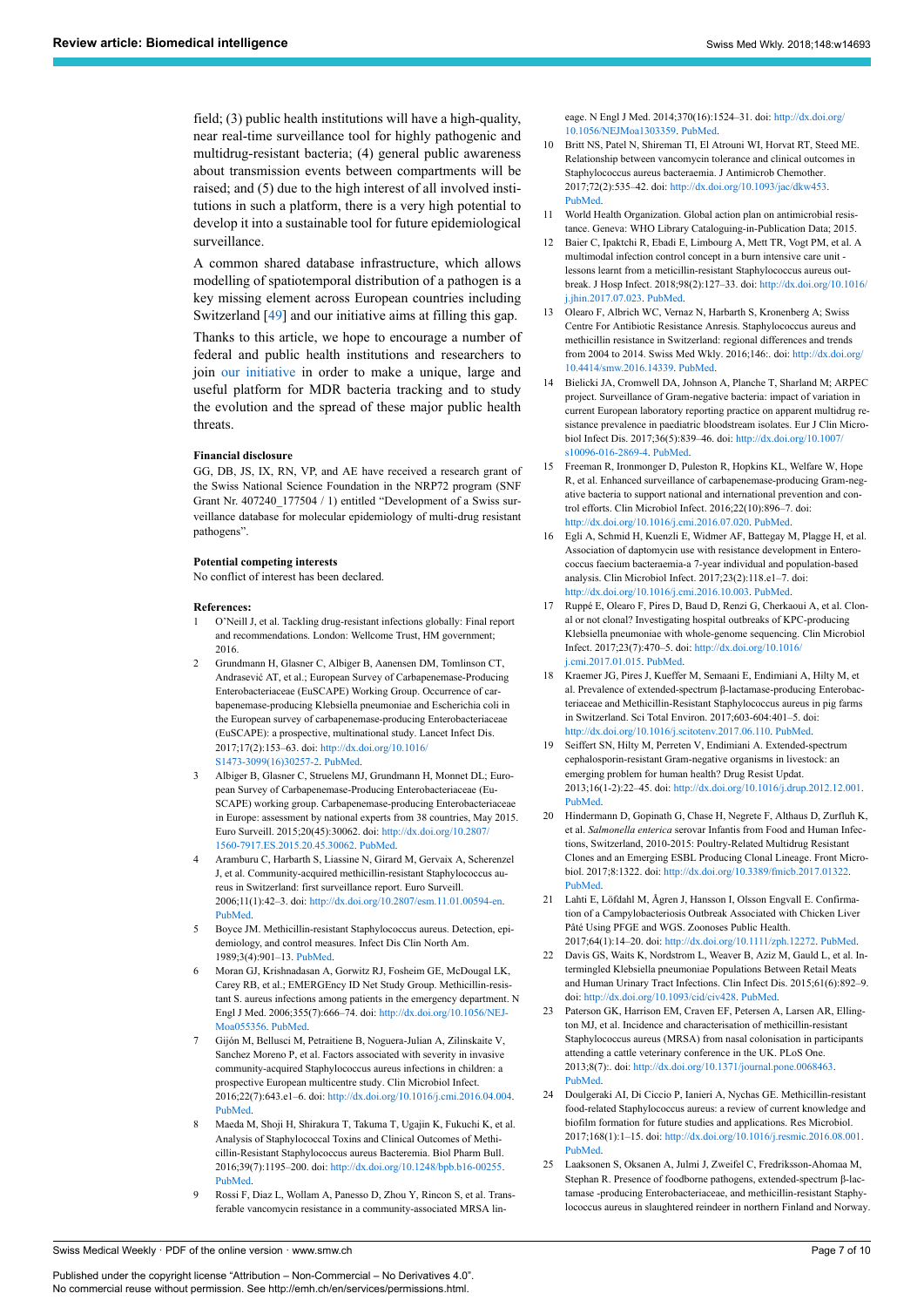field; (3) public health institutions will have a high-quality, near real-time surveillance tool for highly pathogenic and multidrug-resistant bacteria; (4) general public awareness about transmission events between compartments will be raised; and (5) due to the high interest of all involved institutions in such a platform, there is a very high potential to develop it into a sustainable tool for future epidemiological surveillance.

A common shared database infrastructure, which allows modelling of spatiotemporal distribution of a pathogen is a key missing element across European countries including Switzerland [49] and our initiative aims at filling this gap.

Thanks to this article, we hope to encourage a number of federal and public health institutions and researchers to join our initiative in order to make a unique, large and useful platform for MDR bacteria tracking and to study the evolution and the spread of these major public health threats.

#### Financial disclosure

GG, DB, JS, IX, RN, VP, and AE have received a research grant of the Swiss National Science Foundation in the NRP72 program (SNF Grant Nr. 407240_177504 / 1) entitled "Development of a Swiss surveillance database for molecular epidemiology of multi-drug resistant pathogens".

#### Potential competing interests

No conflict of interest has been declared.

#### References:

1. O'Neill J, et al. Tackling drug-resistant infections globally: Final report and recommendations. London: Wellcome Trust, HM government; 2016.
2. Grundmann H, Glasner C, Albiger B, Aanensen DM, Tomlinson CT, Andrasević AT, et al.; European Survey of Carbapenemase-Producing Enterobacteriaceae (EuSCAPE) Working Group. Occurrence of carbapenemase-producing Klebsiella pneumoniae and Escherichia coli in the European survey of carbapenemase-producing Enterobacteriaceae (EuSCAPE): a prospective, multinational study. Lancet Infect Dis. 2017;17(2):153–63. doi: http://dx.doi.org/10.1016/S1473-3099(16)30257-2. PubMed.
3. Albiger B, Glasner C, Struelens MJ, Grundmann H, Monnet DL; European Survey of Carbapenemase-Producing Enterobacteriaceae (EuSCAPE) working group. Carbapenemase-producing Enterobacteriaceae in Europe: assessment by national experts from 38 countries, May 2015. Euro Surveill. 2015;20(45):30062. doi: http://dx.doi.org/10.2807/1560-7917.ES.2015.20.45.30062. PubMed.
4. Aramburu C, Harbarth S, Liassine N, Girard M, Gervaix A, Scherenzel J, et al. Community-acquired methicillin-resistant Staphylococcus aureus in Switzerland: first surveillance report. Euro Surveill. 2006;11(1):42–3. doi: http://dx.doi.org/10.2807/esm.11.01.00594-en. PubMed.
5. Boyce JM. Methicillin-resistant Staphylococcus aureus. Detection, epidemiology, and control measures. Infect Dis Clin North Am. 1989;3(4):901–13. PubMed.
6. Moran GJ, Krishnadasan A, Gorwitz RJ, Fosheim GE, McDougal LK, Carey RB, et al.; EMERGEncy ID Net Study Group. Methicillin-resistant S. aureus infections among patients in the emergency department. N Engl J Med. 2006;355(7):666–74. doi: http://dx.doi.org/10.1056/NEJMoa055356. PubMed.
7. Gijón M, Bellusci M, Petraitiene B, Noguera-Julian A, Zilinskaite V, Sanchez Moreno P, et al. Factors associated with severity in invasive community-acquired Staphylococcus aureus infections in children: a prospective European multicentre study. Clin Microbiol Infect. 2016;22(7):643.e1–6. doi: http://dx.doi.org/10.1016/j.cmi.2016.04.004. PubMed.
8. Maeda M, Shoji H, Shirakura T, Takuma T, Ugajin K, Fukuchi K, et al. Analysis of Staphylococcal Toxins and Clinical Outcomes of Methicillin-Resistant Staphylococcus aureus Bacteremia. Biol Pharm Bull. 2016;39(7):1195–200. doi: http://dx.doi.org/10.1248/bpb.b16-00255. PubMed.
9. Rossi F, Diaz L, Wollam A, Panesso D, Zhou Y, Rincon S, et al. Transferable vancomycin resistance in a community-associated MRSA lineage. N Engl J Med. 2014;370(16):1524–31. doi: http://dx.doi.org/10.1056/NEJMoa1303359. PubMed.
10. Britt NS, Patel N, Shireman TI, El Atrouni WI, Horvat RT, Steed ME. Relationship between vancomycin tolerance and clinical outcomes in Staphylococcus aureus bacteraemia. J Antimicrob Chemother. 2017;72(2):535–42. doi: http://dx.doi.org/10.1093/jac/dkw453. PubMed.
11. World Health Organization. Global action plan on antimicrobial resistance. Geneva: WHO Library Cataloguing-in-Publication Data; 2015.
12. Baier C, Ipaktchi R, Ebadi E, Limbourg A, Mett TR, Vogt PM, et al. A multimodal infection control concept in a burn intensive care unit - lessons learnt from a meticillin-resistant Staphylococcus aureus outbreak. J Hosp Infect. 2018;98(2):127–33. doi: http://dx.doi.org/10.1016/j.jhin.2017.07.023. PubMed.
13. Olearo F, Albrich WC, Vernaz N, Harbarth S, Kronenberg A; Swiss Centre For Antibiotic Resistance Anresis. Staphylococcus aureus and methicillin resistance in Switzerland: regional differences and trends from 2004 to 2014. Swiss Med Wkly. 2016;146:. doi: http://dx.doi.org/10.4414/smw.2016.14339. PubMed.
14. Bielicki JA, Cromwell DA, Johnson A, Planche T, Sharland M; ARPEC project. Surveillance of Gram-negative bacteria: impact of variation in current European laboratory reporting practice on apparent multidrug resistance prevalence in paediatric bloodstream isolates. Eur J Clin Microbiol Infect Dis. 2017;36(5):839–46. doi: http://dx.doi.org/10.1007/s10096-016-2869-4. PubMed.
15. Freeman R, Ironmonger D, Puleston R, Hopkins KL, Welfare W, Hope R, et al. Enhanced surveillance of carbapenemase-producing Gram-negative bacteria to support national and international prevention and control efforts. Clin Microbiol Infect. 2016;22(10):896–7. doi: http://dx.doi.org/10.1016/j.cmi.2016.07.020. PubMed.
16. Egli A, Schmid H, Kuenzli E, Widmer AF, Battegay M, Plagge H, et al. Association of daptomycin use with resistance development in Enterococcus faecium bacteraemia-a 7-year individual and population-based analysis. Clin Microbiol Infect. 2017;23(2):118.e1–7. doi: http://dx.doi.org/10.1016/j.cmi.2016.10.003. PubMed.
17. Ruppé E, Olearo F, Pires D, Baud D, Renzi G, Cherkaoui A, et al. Clonal or not clonal? Investigating hospital outbreaks of KPC-producing Klebsiella pneumoniae with whole-genome sequencing. Clin Microbiol Infect. 2017;23(7):470–5. doi: http://dx.doi.org/10.1016/j.cmi.2017.01.015. PubMed.
18. Kraemer JG, Pires J, Kueffer M, Semaani E, Endimiani A, Hilty M, et al. Prevalence of extended-spectrum β-lactamase-producing Enterobacteriaceae and Methicillin-Resistant Staphylococcus aureus in pig farms in Switzerland. Sci Total Environ. 2017;603-604:401–5. doi: http://dx.doi.org/10.1016/j.scitotenv.2017.06.110. PubMed.
19. Seiffert SN, Hilty M, Perreten V, Endimiani A. Extended-spectrum cephalosporin-resistant Gram-negative organisms in livestock: an emerging problem for human health? Drug Resist Updat. 2013;16(1-2):22–45. doi: http://dx.doi.org/10.1016/j.drup.2012.12.001. PubMed.
20. Hindermann D, Gopinath G, Chase H, Negrete F, Althaus D, Zurfluh K, et al. *Salmonella enterica* serovar Infantis from Food and Human Infections, Switzerland, 2010-2015: Poultry-Related Multidrug Resistant Clones and an Emerging ESBL Producing Clonal Lineage. Front Microbiol. 2017;8:1322. doi: http://dx.doi.org/10.3389/fmicb.2017.01322. PubMed.
21. Lahti E, Löfdahl M, Ågren J, Hansson I, Olsson Engvall E. Confirmation of a Campylobacteriosis Outbreak Associated with Chicken Liver Pâté Using PFGE and WGS. Zoonoses Public Health. 2017;64(1):14–20. doi: http://dx.doi.org/10.1111/zph.12272. PubMed.
22. Davis GS, Waits K, Nordstrom L, Weaver B, Aziz M, Gauld L, et al. Intermingled Klebsiella pneumoniae Populations Between Retail Meats and Human Urinary Tract Infections. Clin Infect Dis. 2015;61(6):892–9. doi: http://dx.doi.org/10.1093/cid/civ428. PubMed.
23. Paterson GK, Harrison EM, Craven EF, Petersen A, Larsen AR, Ellington MJ, et al. Incidence and characterisation of methicillin-resistant Staphylococcus aureus (MRSA) from nasal colonisation in participants attending a cattle veterinary conference in the UK. PLoS One. 2013;8(7):. doi: http://dx.doi.org/10.1371/journal.pone.0068463. PubMed.
24. Doulgeraki AI, Di Ciccio P, Ianieri A, Nychas GE. Methicillin-resistant food-related Staphylococcus aureus: a review of current knowledge and biofilm formation for future studies and applications. Res Microbiol. 2017;168(1):1–15. doi: http://dx.doi.org/10.1016/j.resmic.2016.08.001. PubMed.
25. Laaksonen S, Oksanen A, Julmi J, Zweifel C, Fredriksson-Ahomaa M, Stephan R. Presence of foodborne pathogens, extended-spectrum β-lactamase -producing Enterobacteriaceae, and methicillin-resistant Staphylococcus aureus in slaughtered reindeer in northern Finland and Norway.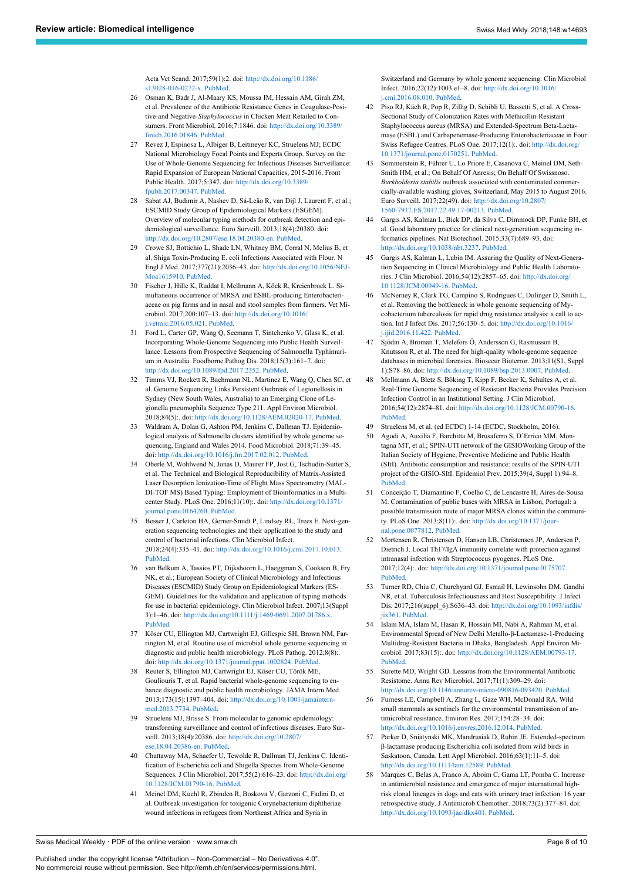Acta Vet Scand. 2017;59(1):2. doi: http://dx.doi.org/10.1186/s13028-016-0272-x. PubMed.

26 Osman K, Badr J, Al-Maary KS, Moussa IM, Hessain AM, Girah ZM, et al. Prevalence of the Antibiotic Resistance Genes in Coagulase-Positive-and Negative-*Staphylococcus* in Chicken Meat Retailed to Consumers. Front Microbiol. 2016;7:1846. doi: http://dx.doi.org/10.3389/fmicb.2016.01846. PubMed.

27 Revez J, Espinosa L, Albiger B, Leitmeyer KC, Struelens MJ; ECDC National Microbiology Focal Points and Experts Group. Survey on the Use of Whole-Genome Sequencing for Infectious Diseases Surveillance: Rapid Expansion of European National Capacities, 2015-2016. Front Public Health. 2017;5:347. doi: http://dx.doi.org/10.3389/fpubh.2017.00347. PubMed.

28 Sabat AJ, Budimir A, Nashev D, Sá-Leão R, van Dijl J, Laurent F, et al.; ESCMID Study Group of Epidemiological Markers (ESGEM). Overview of molecular typing methods for outbreak detection and epidemiological surveillance. Euro Surveill. 2013;18(4):20380. doi: http://dx.doi.org/10.2807/ese.18.04.20380-en. PubMed.

29 Crowe SJ, Bottichio L, Shade LN, Whitney BM, Corral N, Melius B, et al. Shiga Toxin-Producing E. coli Infections Associated with Flour. N Engl J Med. 2017;377(21):2036–43. doi: http://dx.doi.org/10.1056/NEJMoa1615910. PubMed.

30 Fischer J, Hille K, Ruddat I, Mellmann A, Köck R, Kreienbrock L. Simultaneous occurrence of MRSA and ESBL-producing Enterobacteriaceae on pig farms and in nasal and stool samples from farmers. Vet Microbiol. 2017;200:107–13. doi: http://dx.doi.org/10.1016/j.vetmic.2016.05.021. PubMed.

31 Ford L, Carter GP, Wang Q, Seemann T, Sintchenko V, Glass K, et al. Incorporating Whole-Genome Sequencing into Public Health Surveillance: Lessons from Prospective Sequencing of Salmonella Typhimurium in Australia. Foodborne Pathog Dis. 2018;15(3):161–7. doi: http://dx.doi.org/10.1089/fpd.2017.2352. PubMed.

32 Timms VJ, Rockett R, Bachmann NL, Martinez E, Wang Q, Chen SC, et al. Genome Sequencing Links Persistent Outbreak of Legionellosis in Sydney (New South Wales, Australia) to an Emerging Clone of Legionella pneumophila Sequence Type 211. Appl Environ Microbiol. 2018;84(5):. doi: http://dx.doi.org/10.1128/AEM.02020-17. PubMed.

33 Waldram A, Dolan G, Ashton PM, Jenkins C, Dallman TJ. Epidemiological analysis of Salmonella clusters identified by whole genome sequencing, England and Wales 2014. Food Microbiol. 2018;71:39–45. doi: http://dx.doi.org/10.1016/j.fm.2017.02.012. PubMed.

34 Oberle M, Wohlwend N, Jonas D, Maurer FP, Jost G, Tschudin-Sutter S, et al. The Technical and Biological Reproducibility of Matrix-Assisted Laser Desorption Ionization-Time of Flight Mass Spectrometry (MALDI-TOF MS) Based Typing: Employment of Bioinformatics in a Multicenter Study. PLoS One. 2016;11(10):. doi: http://dx.doi.org/10.1371/journal.pone.0164260. PubMed.

35 Besser J, Carleton HA, Gerner-Smidt P, Lindsey RL, Trees E. Next-generation sequencing technologies and their application to the study and control of bacterial infections. Clin Microbiol Infect. 2018;24(4):335–41. doi: http://dx.doi.org/10.1016/j.cmi.2017.10.013. PubMed.

36 van Belkum A, Tassios PT, Dijkshoorn L, Haeggman S, Cookson B, Fry NK, et al.; European Society of Clinical Microbiology and Infectious Diseases (ESCMID) Study Group on Epidemiological Markers (ESGEM). Guidelines for the validation and application of typing methods for use in bacterial epidemiology. Clin Microbiol Infect. 2007;13(Suppl 3):1–46. doi: http://dx.doi.org/10.1111/j.1469-0691.2007.01786.x. PubMed.

37 Köser CU, Ellington MJ, Cartwright EJ, Gillespie SH, Brown NM, Farrington M, et al. Routine use of microbial whole genome sequencing in diagnostic and public health microbiology. PLoS Pathog. 2012;8(8):. doi: http://dx.doi.org/10.1371/journal.ppat.1002824. PubMed.

38 Reuter S, Ellington MJ, Cartwright EJ, Köser CU, Török ME, Gouliouris T, et al. Rapid bacterial whole-genome sequencing to enhance diagnostic and public health microbiology. JAMA Intern Med. 2013;173(15):1397–404. doi: http://dx.doi.org/10.1001/jamainternmed.2013.7734. PubMed.

39 Struelens MJ, Brisse S. From molecular to genomic epidemiology: transforming surveillance and control of infectious diseases. Euro Surveill. 2013;18(4):20386. doi: http://dx.doi.org/10.2807/ese.18.04.20386-en. PubMed.

40 Chattaway MA, Schaefer U, Tewolde R, Dallman TJ, Jenkins C. Identification of Escherichia coli and Shigella Species from Whole-Genome Sequences. J Clin Microbiol. 2017;55(2):616–23. doi: http://dx.doi.org/10.1128/JCM.01790-16. PubMed.

41 Meinel DM, Kuehl R, Zbinden R, Boskova V, Garzoni C, Fadini D, et al. Outbreak investigation for toxigenic Corynebacterium diphtheriae wound infections in refugees from Northeast Africa and Syria in Switzerland and Germany by whole genome sequencing. Clin Microbiol Infect. 2016;22(12):1003.e1–8. doi: http://dx.doi.org/10.1016/j.cmi.2016.08.010. PubMed.

42 Piso RJ, Käch R, Pop R, Zillig D, Schibli U, Bassetti S, et al. A Cross-Sectional Study of Colonization Rates with Methicillin-Resistant Staphylococcus aureus (MRSA) and Extended-Spectrum Beta-Lactamase (ESBL) and Carbapenemase-Producing Enterobacteriaceae in Four Swiss Refugee Centres. PLoS One. 2017;12(1):. doi: http://dx.doi.org/10.1371/journal.pone.0170251. PubMed.

43 Sommerstein R, Führer U, Lo Priore E, Casanova C, Meinel DM, Seth-Smith HM, et al.; On Behalf Of Anresis; On Behalf Of Swissnoso. *Burkholderia stabilis* outbreak associated with contaminated commercially-available washing gloves, Switzerland, May 2015 to August 2016. Euro Surveill. 2017;22(49). doi: http://dx.doi.org/10.2807/1560-7917.ES.2017.22.49.17-00213. PubMed.

44 Gargis AS, Kalman L, Bick DP, da Silva C, Dimmock DP, Funke BH, et al. Good laboratory practice for clinical next-generation sequencing informatics pipelines. Nat Biotechnol. 2015;33(7):689–93. doi: http://dx.doi.org/10.1038/nbt.3237. PubMed.

45 Gargis AS, Kalman L, Lubin IM. Assuring the Quality of Next-Generation Sequencing in Clinical Microbiology and Public Health Laboratories. J Clin Microbiol. 2016;54(12):2857–65. doi: http://dx.doi.org/10.1128/JCM.00949-16. PubMed.

46 McNerney R, Clark TG, Campino S, Rodrigues C, Dolinger D, Smith L, et al. Removing the bottleneck in whole genome sequencing of Mycobacterium tuberculosis for rapid drug resistance analysis: a call to action. Int J Infect Dis. 2017;56:130–5. doi: http://dx.doi.org/10.1016/j.ijid.2016.11.422. PubMed.

47 Sjödin A, Broman T, Melefors Ö, Andersson G, Rasmusson B, Knutsson R, et al. The need for high-quality whole-genome sequence databases in microbial forensics. Biosecur Bioterror. 2013;11(S1, Suppl 1):S78–86. doi: http://dx.doi.org/10.1089/bsp.2013.0007. PubMed.

48 Mellmann A, Bletz S, Böking T, Kipp F, Becker K, Schultes A, et al. Real-Time Genome Sequencing of Resistant Bacteria Provides Precision Infection Control in an Institutional Setting. J Clin Microbiol. 2016;54(12):2874–81. doi: http://dx.doi.org/10.1128/JCM.00790-16. PubMed.

49 Struelens M, et al. (ed ECDC) 1-14 (ECDC, Stockholm, 2016).

50 Agodi A, Auxilia F, Barchitta M, Brusaferro S, D'Errico MM, Montagna MT, et al.; SPIN-UTI network of the GISIOWorking Group of the Italian Society of Hygiene, Preventive Medicine and Public Health (SItI). Antibiotic consumption and resistance: results of the SPIN-UTI project of the GISIO-SItI. Epidemiol Prev. 2015;39(4, Suppl 1):94–8. PubMed.

51 Conceição T, Diamantino F, Coelho C, de Lencastre H, Aires-de-Sousa M. Contamination of public buses with MRSA in Lisbon, Portugal: a possible transmission route of major MRSA clones within the community. PLoS One. 2013;8(11):. doi: http://dx.doi.org/10.1371/journal.pone.0077812. PubMed.

52 Mortensen R, Christensen D, Hansen LB, Christensen JP, Andersen P, Dietrich J. Local Th17/IgA immunity correlate with protection against intranasal infection with Streptococcus pyogenes. PLoS One. 2017;12(4):. doi: http://dx.doi.org/10.1371/journal.pone.0175707. PubMed.

53 Turner RD, Chiu C, Churchyard GJ, Esmail H, Lewinsohn DM, Gandhi NR, et al. Tuberculosis Infectiousness and Host Susceptibility. J Infect Dis. 2017;216(suppl_6):S636–43. doi: http://dx.doi.org/10.1093/infdis/jix361. PubMed.

54 Islam MA, Islam M, Hasan R, Hossain MI, Nabi A, Rahman M, et al. Environmental Spread of New Delhi Metallo-β-Lactamase-1-Producing Multidrug-Resistant Bacteria in Dhaka, Bangladesh. Appl Environ Microbiol. 2017;83(15):. doi: http://dx.doi.org/10.1128/AEM.00793-17. PubMed.

55 Surette MD, Wright GD. Lessons from the Environmental Antibiotic Resistome. Annu Rev Microbiol. 2017;71(1):309–29. doi: http://dx.doi.org/10.1146/annurev-micro-090816-093420. PubMed.

56 Furness LE, Campbell A, Zhang L, Gaze WH, McDonald RA. Wild small mammals as sentinels for the environmental transmission of antimicrobial resistance. Environ Res. 2017;154:28–34. doi: http://dx.doi.org/10.1016/j.envres.2016.12.014. PubMed.

57 Parker D, Sniatynski MK, Mandrusiak D, Rubin JE. Extended-spectrum β-lactamase producing Escherichia coli isolated from wild birds in Saskatoon, Canada. Lett Appl Microbiol. 2016;63(1):11–5. doi: http://dx.doi.org/10.1111/lam.12589. PubMed.

58 Marques C, Belas A, Franco A, Aboim C, Gama LT, Pomba C. Increase in antimicrobial resistance and emergence of major international high-risk clonal lineages in dogs and cats with urinary tract infection: 16 year retrospective study. J Antimicrob Chemother. 2018;73(2):377–84. doi: http://dx.doi.org/10.1093/jac/dkx401. PubMed.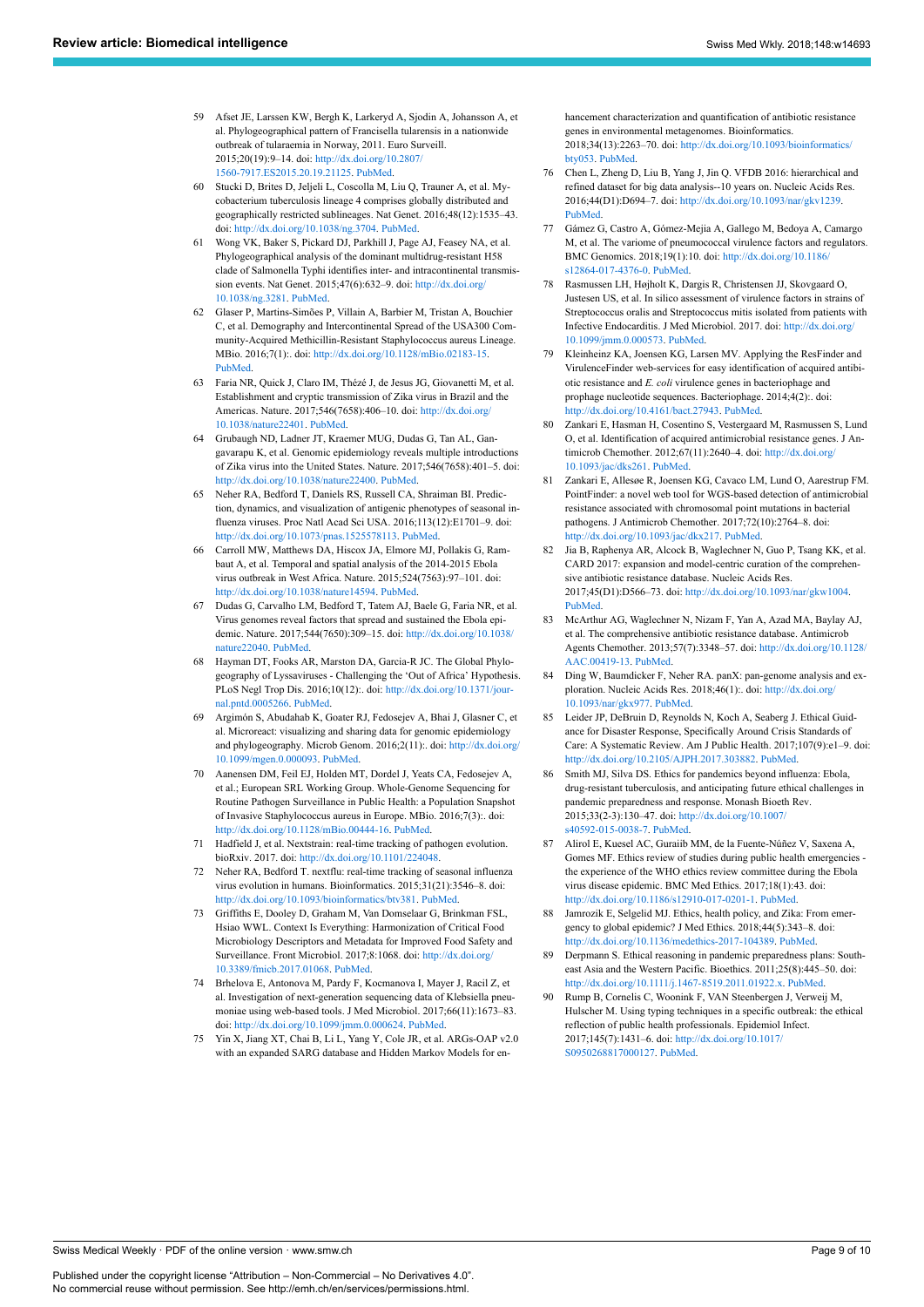59 Afset JE, Larssen KW, Bergh K, Larkeryd A, Sjodin A, Johansson A, et al. Phylogeographical pattern of Francisella tularensis in a nationwide outbreak of tularaemia in Norway, 2011. Euro Surveill. 2015;20(19):9–14. doi: http://dx.doi.org/10.2807/1560-7917.ES2015.20.19.21125. PubMed.

60 Stucki D, Brites D, Jeljeli L, Coscolla M, Liu Q, Trauner A, et al. Mycobacterium tuberculosis lineage 4 comprises globally distributed and geographically restricted sublineages. Nat Genet. 2016;48(12):1535–43. doi: http://dx.doi.org/10.1038/ng.3704. PubMed.

61 Wong VK, Baker S, Pickard DJ, Parkhill J, Page AJ, Feasey NA, et al. Phylogeographical analysis of the dominant multidrug-resistant H58 clade of Salmonella Typhi identifies inter- and intracontinental transmission events. Nat Genet. 2015;47(6):632–9. doi: http://dx.doi.org/10.1038/ng.3281. PubMed.

62 Glaser P, Martins-Simões P, Villain A, Barbier M, Tristan A, Bouchier C, et al. Demography and Intercontinental Spread of the USA300 Community-Acquired Methicillin-Resistant Staphylococcus aureus Lineage. MBio. 2016;7(1):. doi: http://dx.doi.org/10.1128/mBio.02183-15. PubMed.

63 Faria NR, Quick J, Claro IM, Thézé J, de Jesus JG, Giovanetti M, et al. Establishment and cryptic transmission of Zika virus in Brazil and the Americas. Nature. 2017;546(7658):406–10. doi: http://dx.doi.org/10.1038/nature22401. PubMed.

64 Grubaugh ND, Ladner JT, Kraemer MUG, Dudas G, Tan AL, Gangavarapu K, et al. Genomic epidemiology reveals multiple introductions of Zika virus into the United States. Nature. 2017;546(7658):401–5. doi: http://dx.doi.org/10.1038/nature22400. PubMed.

65 Neher RA, Bedford T, Daniels RS, Russell CA, Shraiman BI. Prediction, dynamics, and visualization of antigenic phenotypes of seasonal influenza viruses. Proc Natl Acad Sci USA. 2016;113(12):E1701–9. doi: http://dx.doi.org/10.1073/pnas.1525578113. PubMed.

66 Carroll MW, Matthews DA, Hiscox JA, Elmore MJ, Pollakis G, Rambaut A, et al. Temporal and spatial analysis of the 2014-2015 Ebola virus outbreak in West Africa. Nature. 2015;524(7563):97–101. doi: http://dx.doi.org/10.1038/nature14594. PubMed.

67 Dudas G, Carvalho LM, Bedford T, Tatem AJ, Baele G, Faria NR, et al. Virus genomes reveal factors that spread and sustained the Ebola epidemic. Nature. 2017;544(7650):309–15. doi: http://dx.doi.org/10.1038/nature22040. PubMed.

68 Hayman DT, Fooks AR, Marston DA, Garcia-R JC. The Global Phylogeography of Lyssaviruses - Challenging the 'Out of Africa' Hypothesis. PLoS Negl Trop Dis. 2016;10(12):. doi: http://dx.doi.org/10.1371/journal.pntd.0005266. PubMed.

69 Argimón S, Abudahab K, Goater RJ, Fedosejev A, Bhai J, Glasner C, et al. Microreact: visualizing and sharing data for genomic epidemiology and phylogeography. Microb Genom. 2016;2(11):. doi: http://dx.doi.org/10.1099/mgen.0.000093. PubMed.

70 Aanensen DM, Feil EJ, Holden MT, Dordel J, Yeats CA, Fedosejev A, et al.; European SRL Working Group. Whole-Genome Sequencing for Routine Pathogen Surveillance in Public Health: a Population Snapshot of Invasive Staphylococcus aureus in Europe. MBio. 2016;7(3):. doi: http://dx.doi.org/10.1128/mBio.00444-16. PubMed.

71 Hadfield J, et al. Nextstrain: real-time tracking of pathogen evolution. bioRxiv. 2017. doi: http://dx.doi.org/10.1101/224048.

72 Neher RA, Bedford T. nextflu: real-time tracking of seasonal influenza virus evolution in humans. Bioinformatics. 2015;31(21):3546–8. doi: http://dx.doi.org/10.1093/bioinformatics/btv381. PubMed.

73 Griffiths E, Dooley D, Graham M, Van Domselaar G, Brinkman FSL, Hsiao WWL. Context Is Everything: Harmonization of Critical Food Microbiology Descriptors and Metadata for Improved Food Safety and Surveillance. Front Microbiol. 2017;8:1068. doi: http://dx.doi.org/10.3389/fmicb.2017.01068. PubMed.

74 Brhelova E, Antonova M, Pardy F, Kocmanova I, Mayer J, Racil Z, et al. Investigation of next-generation sequencing data of Klebsiella pneumoniae using web-based tools. J Med Microbiol. 2017;66(11):1673–83. doi: http://dx.doi.org/10.1099/jmm.0.000624. PubMed.

75 Yin X, Jiang XT, Chai B, Li L, Yang Y, Cole JR, et al. ARGs-OAP v2.0 with an expanded SARG database and Hidden Markov Models for enhancement characterization and quantification of antibiotic resistance genes in environmental metagenomes. Bioinformatics. 2018;34(13):2263–70. doi: http://dx.doi.org/10.1093/bioinformatics/bty053. PubMed.

76 Chen L, Zheng D, Liu B, Yang J, Jin Q. VFDB 2016: hierarchical and refined dataset for big data analysis--10 years on. Nucleic Acids Res. 2016;44(D1):D694–7. doi: http://dx.doi.org/10.1093/nar/gkv1239. PubMed.

77 Gámez G, Castro A, Gómez-Mejia A, Gallego M, Bedoya A, Camargo M, et al. The variome of pneumococcal virulence factors and regulators. BMC Genomics. 2018;19(1):10. doi: http://dx.doi.org/10.1186/s12864-017-4376-0. PubMed.

78 Rasmussen LH, Højholt K, Dargis R, Christensen JJ, Skovgaard O, Justesen US, et al. In silico assessment of virulence factors in strains of Streptococcus oralis and Streptococcus mitis isolated from patients with Infective Endocarditis. J Med Microbiol. 2017. doi: http://dx.doi.org/10.1099/jmm.0.000573. PubMed.

79 Kleinheinz KA, Joensen KG, Larsen MV. Applying the ResFinder and VirulenceFinder web-services for easy identification of acquired antibiotic resistance and *E. coli* virulence genes in bacteriophage and prophage nucleotide sequences. Bacteriophage. 2014;4(2):. doi: http://dx.doi.org/10.4161/bact.27943. PubMed.

80 Zankari E, Hasman H, Cosentino S, Vestergaard M, Rasmussen S, Lund O, et al. Identification of acquired antimicrobial resistance genes. J Antimicrob Chemother. 2012;67(11):2640–4. doi: http://dx.doi.org/10.1093/jac/dks261. PubMed.

81 Zankari E, Allesøe R, Joensen KG, Cavaco LM, Lund O, Aarestrup FM. PointFinder: a novel web tool for WGS-based detection of antimicrobial resistance associated with chromosomal point mutations in bacterial pathogens. J Antimicrob Chemother. 2017;72(10):2764–8. doi: http://dx.doi.org/10.1093/jac/dkx217. PubMed.

82 Jia B, Raphenya AR, Alcock B, Waglechner N, Guo P, Tsang KK, et al. CARD 2017: expansion and model-centric curation of the comprehensive antibiotic resistance database. Nucleic Acids Res. 2017;45(D1):D566–73. doi: http://dx.doi.org/10.1093/nar/gkw1004. PubMed.

83 McArthur AG, Waglechner N, Nizam F, Yan A, Azad MA, Baylay AJ, et al. The comprehensive antibiotic resistance database. Antimicrob Agents Chemother. 2013;57(7):3348–57. doi: http://dx.doi.org/10.1128/AAC.00419-13. PubMed.

84 Ding W, Baumdicker F, Neher RA. panX: pan-genome analysis and exploration. Nucleic Acids Res. 2018;46(1):. doi: http://dx.doi.org/10.1093/nar/gkx977. PubMed.

85 Leider JP, DeBruin D, Reynolds N, Koch A, Seaberg J. Ethical Guidance for Disaster Response, Specifically Around Crisis Standards of Care: A Systematic Review. Am J Public Health. 2017;107(9):e1–9. doi: http://dx.doi.org/10.2105/AJPH.2017.303882. PubMed.

86 Smith MJ, Silva DS. Ethics for pandemics beyond influenza: Ebola, drug-resistant tuberculosis, and anticipating future ethical challenges in pandemic preparedness and response. Monash Bioeth Rev. 2015;33(2-3):130–47. doi: http://dx.doi.org/10.1007/s40592-015-0038-7. PubMed.

87 Alirol E, Kuesel AC, Guraiib MM, de la Fuente-Núñez V, Saxena A, Gomes MF. Ethics review of studies during public health emergencies - the experience of the WHO ethics review committee during the Ebola virus disease epidemic. BMC Med Ethics. 2017;18(1):43. doi: http://dx.doi.org/10.1186/s12910-017-0201-1. PubMed.

88 Jamrozik E, Selgelid MJ. Ethics, health policy, and Zika: From emergency to global epidemic? J Med Ethics. 2018;44(5):343–8. doi: http://dx.doi.org/10.1136/medethics-2017-104389. PubMed.

89 Derpmann S. Ethical reasoning in pandemic preparedness plans: Southeast Asia and the Western Pacific. Bioethics. 2011;25(8):445–50. doi: http://dx.doi.org/10.1111/j.1467-8519.2011.01922.x. PubMed.

90 Rump B, Cornelis C, Woonink F, VAN Steenbergen J, Verweij M, Hulscher M. Using typing techniques in a specific outbreak: the ethical reflection of public health professionals. Epidemiol Infect. 2017;145(7):1431–6. doi: http://dx.doi.org/10.1017/S0950268817000127. PubMed.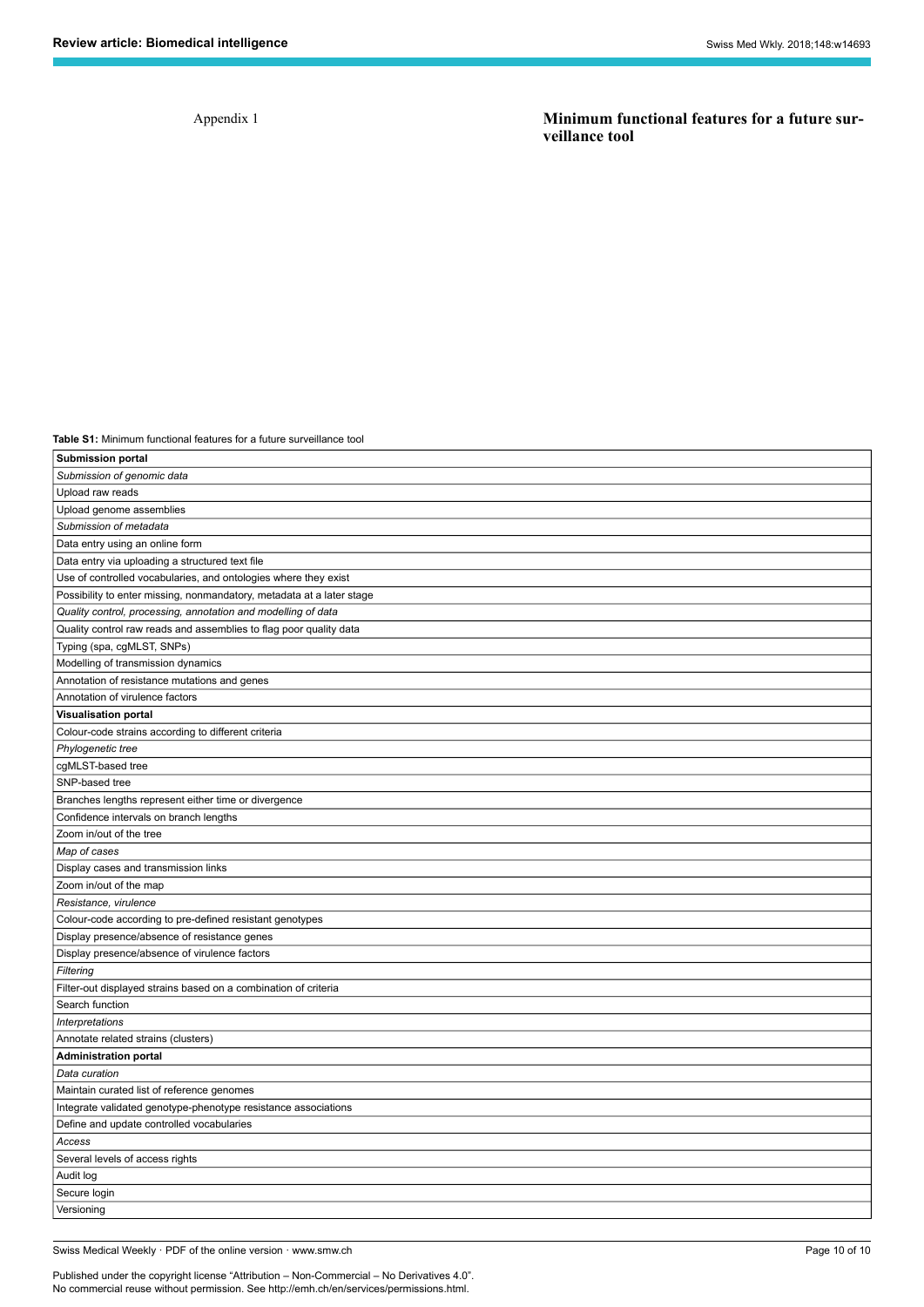Appendix 1

## Minimum functional features for a future surveillance tool

**Table S1:** Minimum functional features for a future surveillance tool

| |
|---|
| **Submission portal** |
| *Submission of genomic data* |
| Upload raw reads |
| Upload genome assemblies |
| *Submission of metadata* |
| Data entry using an online form |
| Data entry via uploading a structured text file |
| Use of controlled vocabularies, and ontologies where they exist |
| Possibility to enter missing, nonmandatory, metadata at a later stage |
| *Quality control, processing, annotation and modelling of data* |
| Quality control raw reads and assemblies to flag poor quality data |
| Typing (spa, cgMLST, SNPs) |
| Modelling of transmission dynamics |
| Annotation of resistance mutations and genes |
| Annotation of virulence factors |
| **Visualisation portal** |
| Colour-code strains according to different criteria |
| *Phylogenetic tree* |
| cgMLST-based tree |
| SNP-based tree |
| Branches lengths represent either time or divergence |
| Confidence intervals on branch lengths |
| Zoom in/out of the tree |
| *Map of cases* |
| Display cases and transmission links |
| Zoom in/out of the map |
| *Resistance, virulence* |
| Colour-code according to pre-defined resistant genotypes |
| Display presence/absence of resistance genes |
| Display presence/absence of virulence factors |
| *Filtering* |
| Filter-out displayed strains based on a combination of criteria |
| Search function |
| *Interpretations* |
| Annotate related strains (clusters) |
| **Administration portal** |
| *Data curation* |
| Maintain curated list of reference genomes |
| Integrate validated genotype-phenotype resistance associations |
| Define and update controlled vocabularies |
| *Access* |
| Several levels of access rights |
| Audit log |
| Secure login |
| Versioning |